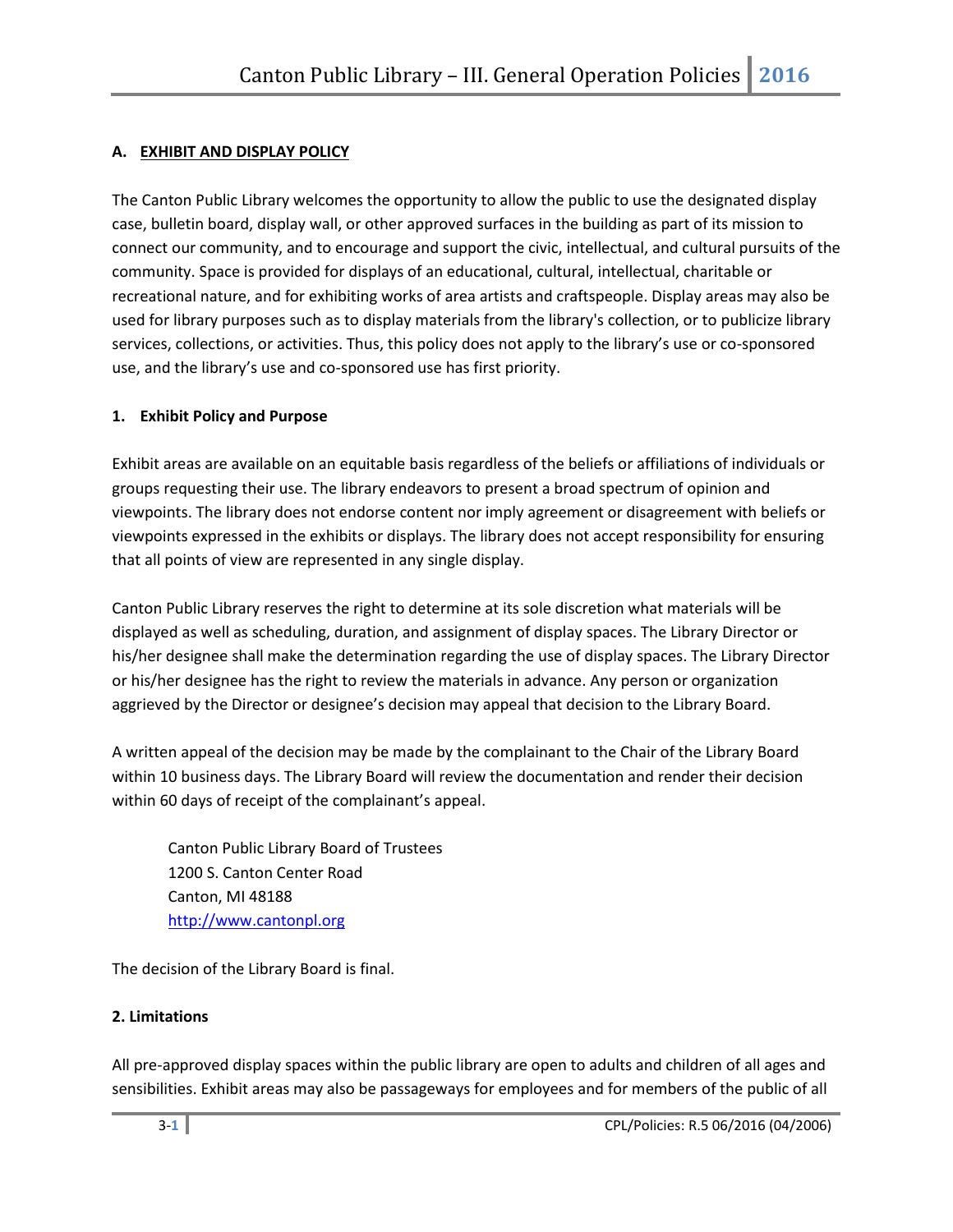## A. EXHIBIT AND DISPLAY POLICY

The Canton Public Library welcomes the opportunity to allow the public to use the designated display case, bulletin board, display wall, or other approved surfaces in the building as part of its mission to connect our community, and to encourage and support the civic, intellectual, and cultural pursuits of the community. Space is provided for displays of an educational, cultural, intellectual, charitable or recreational nature, and for exhibiting works of area artists and craftspeople. Display areas may also be used for library purposes such as to display materials from the library's collection, or to publicize library services, collections, or activities. Thus, this policy does not apply to the library's use or co-sponsored use, and the library's use and co-sponsored use has first priority.

### 1. Exhibit Policy and Purpose

Exhibit areas are available on an equitable basis regardless of the beliefs or affiliations of individuals or groups requesting their use. The library endeavors to present a broad spectrum of opinion and viewpoints. The library does not endorse content nor imply agreement or disagreement with beliefs or viewpoints expressed in the exhibits or displays. The library does not accept responsibility for ensuring that all points of view are represented in any single display.

Canton Public Library reserves the right to determine at its sole discretion what materials will be displayed as well as scheduling, duration, and assignment of display spaces. The Library Director or his/her designee shall make the determination regarding the use of display spaces. The Library Director or his/her designee has the right to review the materials in advance. Any person or organization aggrieved by the Director or designee's decision may appeal that decision to the Library Board.

A written appeal of the decision may be made by the complainant to the Chair of the Library Board within 10 business days. The Library Board will review the documentation and render their decision within 60 days of receipt of the complainant's appeal.

> Canton Public Library Board of Trustees
> 1200 S. Canton Center Road
> Canton, MI 48188
> http://www.cantonpl.org

The decision of the Library Board is final.

### 2. Limitations

All pre-approved display spaces within the public library are open to adults and children of all ages and sensibilities. Exhibit areas may also be passageways for employees and for members of the public of all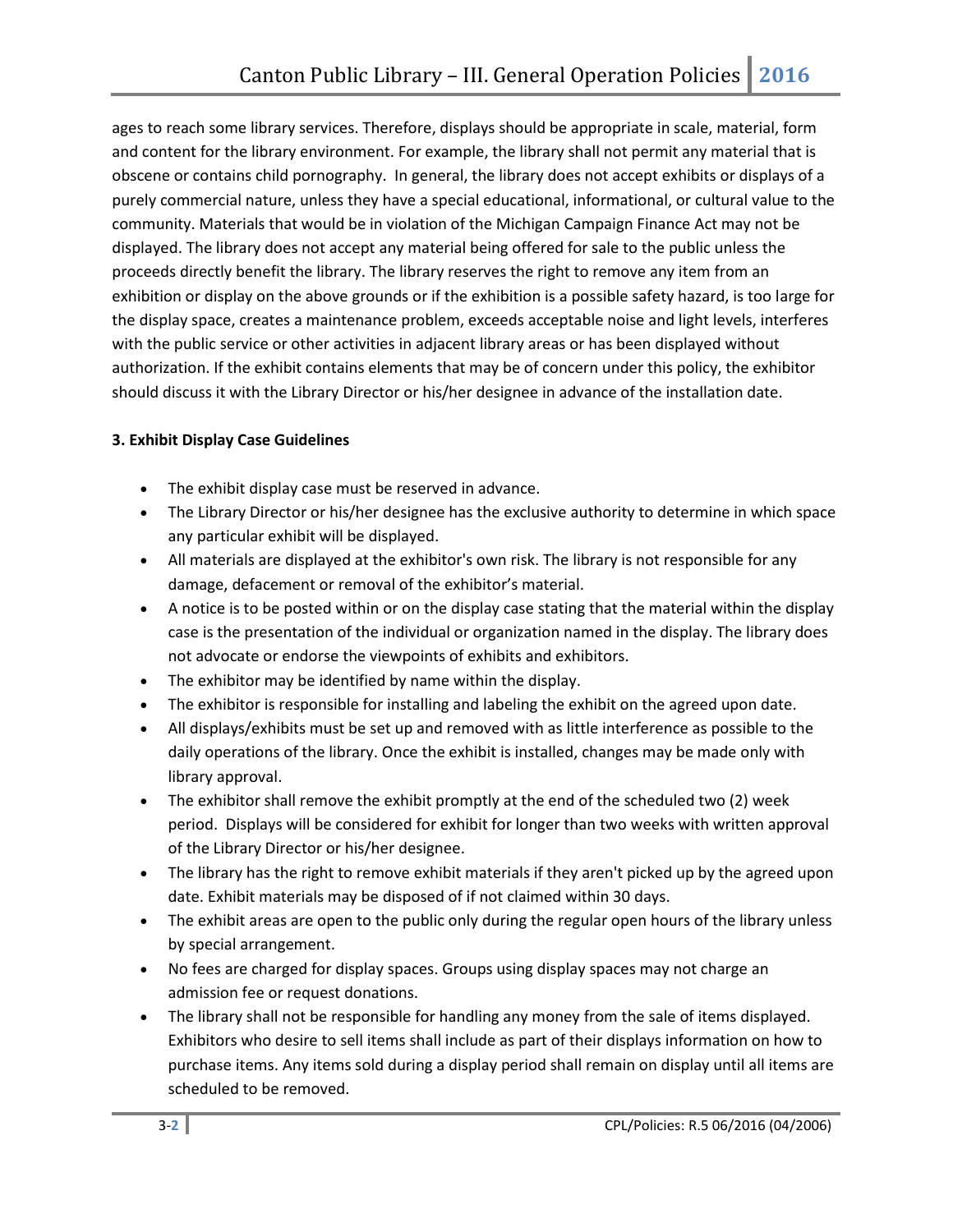ages to reach some library services. Therefore, displays should be appropriate in scale, material, form and content for the library environment. For example, the library shall not permit any material that is obscene or contains child pornography. In general, the library does not accept exhibits or displays of a purely commercial nature, unless they have a special educational, informational, or cultural value to the community. Materials that would be in violation of the Michigan Campaign Finance Act may not be displayed. The library does not accept any material being offered for sale to the public unless the proceeds directly benefit the library. The library reserves the right to remove any item from an exhibition or display on the above grounds or if the exhibition is a possible safety hazard, is too large for the display space, creates a maintenance problem, exceeds acceptable noise and light levels, interferes with the public service or other activities in adjacent library areas or has been displayed without authorization. If the exhibit contains elements that may be of concern under this policy, the exhibitor should discuss it with the Library Director or his/her designee in advance of the installation date.

**3. Exhibit Display Case Guidelines**

- The exhibit display case must be reserved in advance.
- The Library Director or his/her designee has the exclusive authority to determine in which space any particular exhibit will be displayed.
- All materials are displayed at the exhibitor's own risk. The library is not responsible for any damage, defacement or removal of the exhibitor's material.
- A notice is to be posted within or on the display case stating that the material within the display case is the presentation of the individual or organization named in the display. The library does not advocate or endorse the viewpoints of exhibits and exhibitors.
- The exhibitor may be identified by name within the display.
- The exhibitor is responsible for installing and labeling the exhibit on the agreed upon date.
- All displays/exhibits must be set up and removed with as little interference as possible to the daily operations of the library. Once the exhibit is installed, changes may be made only with library approval.
- The exhibitor shall remove the exhibit promptly at the end of the scheduled two (2) week period. Displays will be considered for exhibit for longer than two weeks with written approval of the Library Director or his/her designee.
- The library has the right to remove exhibit materials if they aren't picked up by the agreed upon date. Exhibit materials may be disposed of if not claimed within 30 days.
- The exhibit areas are open to the public only during the regular open hours of the library unless by special arrangement.
- No fees are charged for display spaces. Groups using display spaces may not charge an admission fee or request donations.
- The library shall not be responsible for handling any money from the sale of items displayed. Exhibitors who desire to sell items shall include as part of their displays information on how to purchase items. Any items sold during a display period shall remain on display until all items are scheduled to be removed.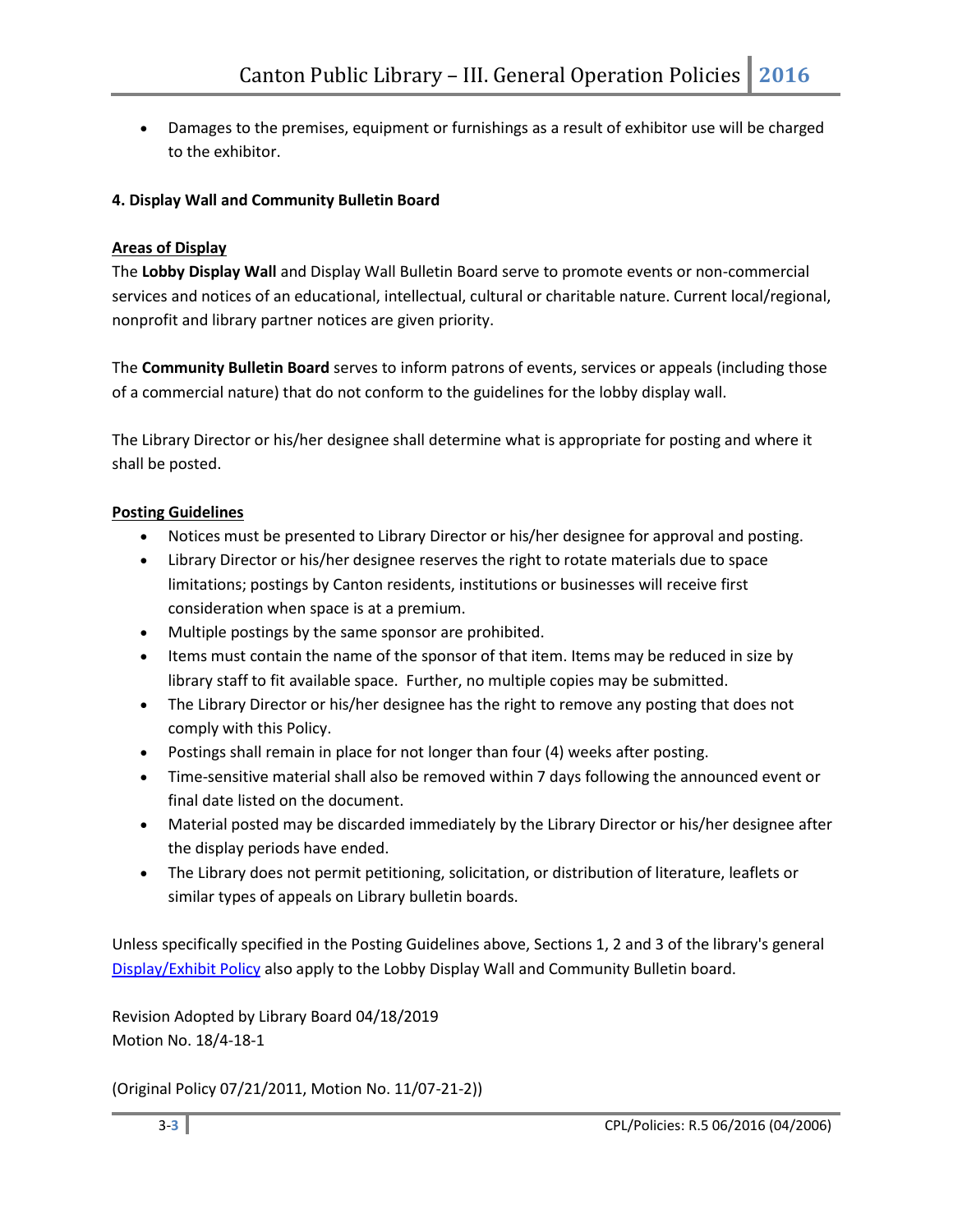- Damages to the premises, equipment or furnishings as a result of exhibitor use will be charged to the exhibitor.

**4. Display Wall and Community Bulletin Board**

**Areas of Display**

The **Lobby Display Wall** and Display Wall Bulletin Board serve to promote events or non-commercial services and notices of an educational, intellectual, cultural or charitable nature. Current local/regional, nonprofit and library partner notices are given priority.

The **Community Bulletin Board** serves to inform patrons of events, services or appeals (including those of a commercial nature) that do not conform to the guidelines for the lobby display wall.

The Library Director or his/her designee shall determine what is appropriate for posting and where it shall be posted.

**Posting Guidelines**

- Notices must be presented to Library Director or his/her designee for approval and posting.
- Library Director or his/her designee reserves the right to rotate materials due to space limitations; postings by Canton residents, institutions or businesses will receive first consideration when space is at a premium.
- Multiple postings by the same sponsor are prohibited.
- Items must contain the name of the sponsor of that item. Items may be reduced in size by library staff to fit available space. Further, no multiple copies may be submitted.
- The Library Director or his/her designee has the right to remove any posting that does not comply with this Policy.
- Postings shall remain in place for not longer than four (4) weeks after posting.
- Time-sensitive material shall also be removed within 7 days following the announced event or final date listed on the document.
- Material posted may be discarded immediately by the Library Director or his/her designee after the display periods have ended.
- The Library does not permit petitioning, solicitation, or distribution of literature, leaflets or similar types of appeals on Library bulletin boards.

Unless specifically specified in the Posting Guidelines above, Sections 1, 2 and 3 of the library's general Display/Exhibit Policy also apply to the Lobby Display Wall and Community Bulletin board.

Revision Adopted by Library Board 04/18/2019
Motion No. 18/4-18-1

(Original Policy 07/21/2011, Motion No. 11/07-21-2))